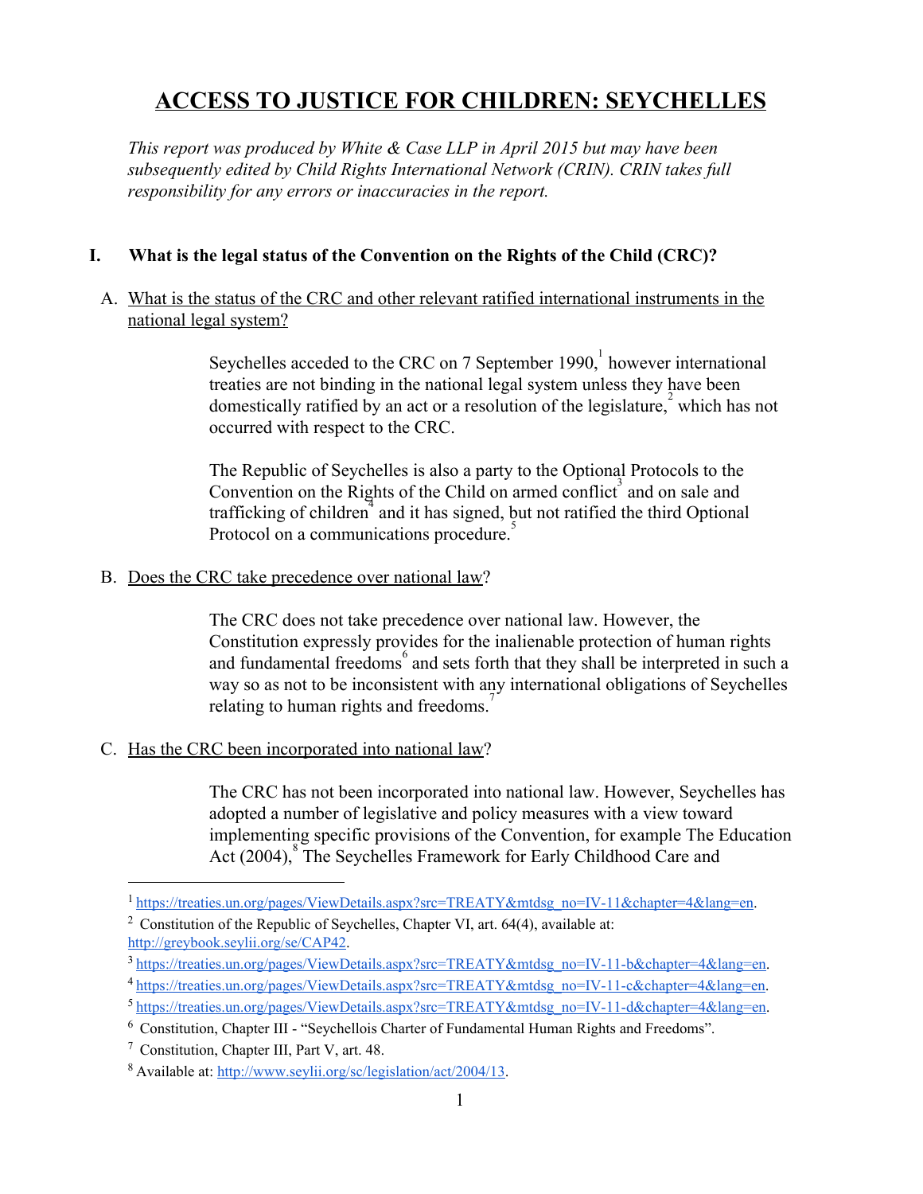# ACCESS TO JUSTICE FOR CHILDREN: SEYCHELLES

*This report was produced by White & Case LLP in April 2015 but may have been subsequently edited by Child Rights International Network (CRIN). CRIN takes full responsibility for any errors or inaccuracies in the report.*

## I. What is the legal status of the Convention on the Rights of the Child (CRC)?

### A. What is the status of the CRC and other relevant ratified international instruments in the national legal system?

Seychelles acceded to the CRC on 7 September 1990,[1] however international treaties are not binding in the national legal system unless they have been domestically ratified by an act or a resolution of the legislature,[2] which has not occurred with respect to the CRC.

The Republic of Seychelles is also a party to the Optional Protocols to the Convention on the Rights of the Child on armed conflict[3] and on sale and trafficking of children[4] and it has signed, but not ratified the third Optional Protocol on a communications procedure.[5]

### B. Does the CRC take precedence over national law?

The CRC does not take precedence over national law. However, the Constitution expressly provides for the inalienable protection of human rights and fundamental freedoms[6] and sets forth that they shall be interpreted in such a way so as not to be inconsistent with any international obligations of Seychelles relating to human rights and freedoms.[7]

### C. Has the CRC been incorporated into national law?

The CRC has not been incorporated into national law. However, Seychelles has adopted a number of legislative and policy measures with a view toward implementing specific provisions of the Convention, for example The Education Act (2004),[8] The Seychelles Framework for Early Childhood Care and

---

[1] https://treaties.un.org/pages/ViewDetails.aspx?src=TREATY&mtdsg_no=IV-11&chapter=4&lang=en.

[2] Constitution of the Republic of Seychelles, Chapter VI, art. 64(4), available at: http://greybook.seylii.org/se/CAP42.

[3] https://treaties.un.org/pages/ViewDetails.aspx?src=TREATY&mtdsg_no=IV-11-b&chapter=4&lang=en.

[4] https://treaties.un.org/pages/ViewDetails.aspx?src=TREATY&mtdsg_no=IV-11-c&chapter=4&lang=en.

[5] https://treaties.un.org/pages/ViewDetails.aspx?src=TREATY&mtdsg_no=IV-11-d&chapter=4&lang=en.

[6] Constitution, Chapter III - "Seychellois Charter of Fundamental Human Rights and Freedoms".

[7] Constitution, Chapter III, Part V, art. 48.

[8] Available at: http://www.seylii.org/sc/legislation/act/2004/13.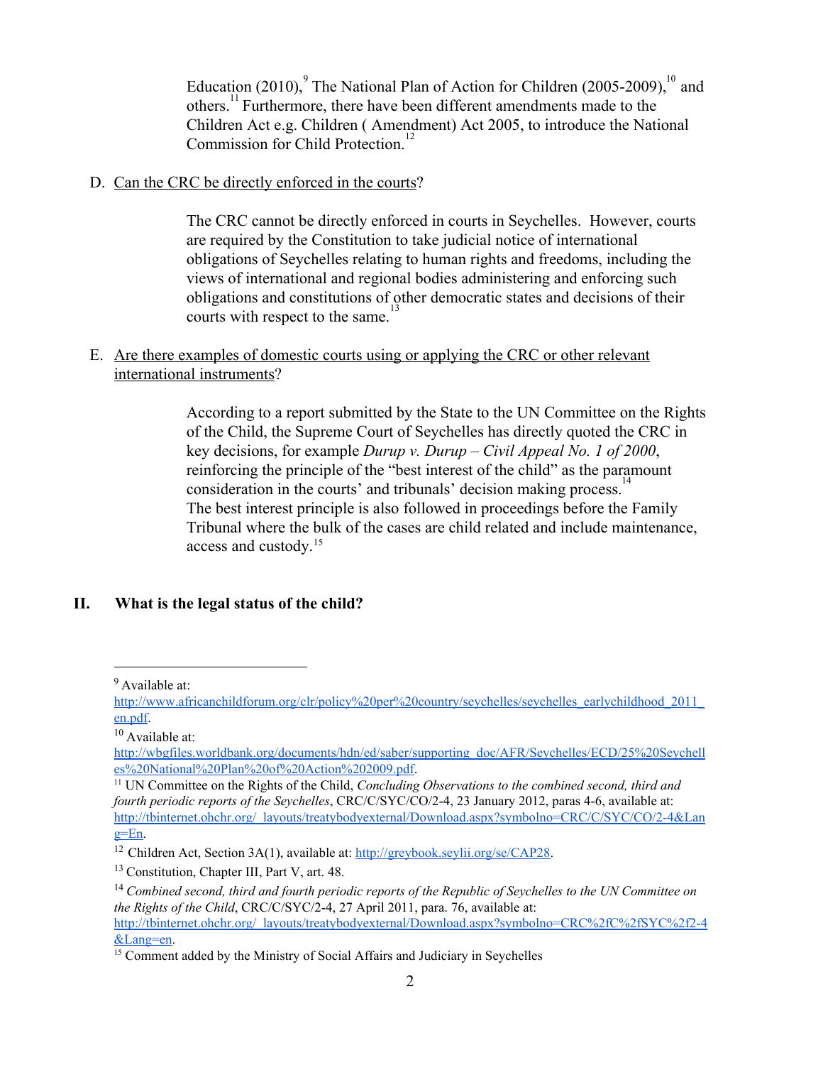Education (2010),[9] The National Plan of Action for Children (2005-2009),[10] and others.[11] Furthermore, there have been different amendments made to the Children Act e.g. Children ( Amendment) Act 2005, to introduce the National Commission for Child Protection.[12]

D. Can the CRC be directly enforced in the courts?

The CRC cannot be directly enforced in courts in Seychelles. However, courts are required by the Constitution to take judicial notice of international obligations of Seychelles relating to human rights and freedoms, including the views of international and regional bodies administering and enforcing such obligations and constitutions of other democratic states and decisions of their courts with respect to the same.[13]

E. Are there examples of domestic courts using or applying the CRC or other relevant international instruments?

According to a report submitted by the State to the UN Committee on the Rights of the Child, the Supreme Court of Seychelles has directly quoted the CRC in key decisions, for example *Durup v. Durup – Civil Appeal No. 1 of 2000*, reinforcing the principle of the "best interest of the child" as the paramount consideration in the courts' and tribunals' decision making process.[14] The best interest principle is also followed in proceedings before the Family Tribunal where the bulk of the cases are child related and include maintenance, access and custody.[15]

## II. What is the legal status of the child?

---

[9] Available at: http://www.africanchildforum.org/clr/policy%20per%20country/seychelles/seychelles_earlychildhood_2011_en.pdf.

[10] Available at: http://wbgfiles.worldbank.org/documents/hdn/ed/saber/supporting_doc/AFR/Seychelles/ECD/25%20Seychelles%20National%20Plan%20of%20Action%202009.pdf.

[11] UN Committee on the Rights of the Child, *Concluding Observations to the combined second, third and fourth periodic reports of the Seychelles*, CRC/C/SYC/CO/2-4, 23 January 2012, paras 4-6, available at: http://tbinternet.ohchr.org/_layouts/treatybodyexternal/Download.aspx?symbolno=CRC/C/SYC/CO/2-4&Lang=En.

[12] Children Act, Section 3A(1), available at: http://greybook.seylii.org/se/CAP28.

[13] Constitution, Chapter III, Part V, art. 48.

[14] *Combined second, third and fourth periodic reports of the Republic of Seychelles to the UN Committee on the Rights of the Child*, CRC/C/SYC/2-4, 27 April 2011, para. 76, available at: http://tbinternet.ohchr.org/_layouts/treatybodyexternal/Download.aspx?symbolno=CRC%2fC%2fSYC%2f2-4&Lang=en.

[15] Comment added by the Ministry of Social Affairs and Judiciary in Seychelles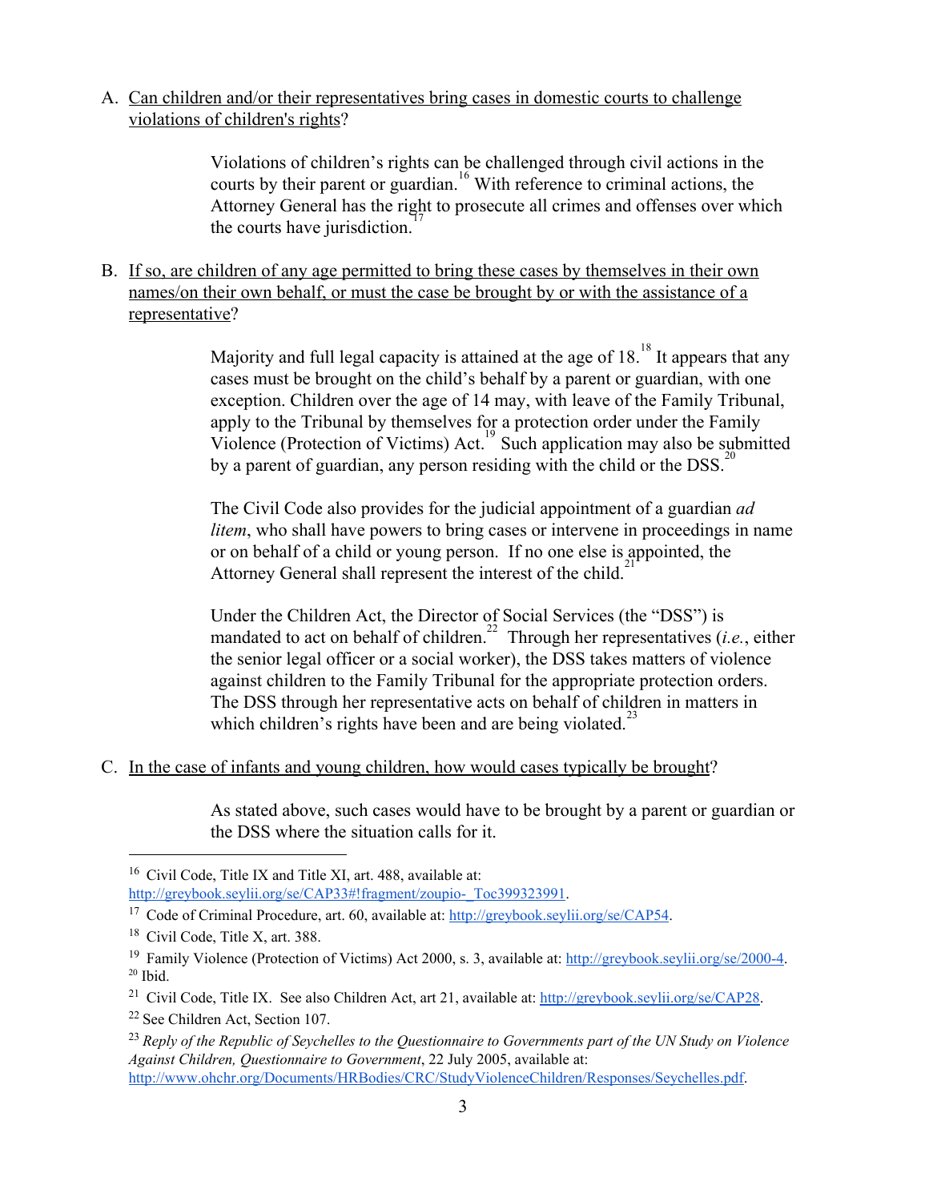A. Can children and/or their representatives bring cases in domestic courts to challenge violations of children's rights?

Violations of children's rights can be challenged through civil actions in the courts by their parent or guardian.[16] With reference to criminal actions, the Attorney General has the right to prosecute all crimes and offenses over which the courts have jurisdiction.[17]

B. If so, are children of any age permitted to bring these cases by themselves in their own names/on their own behalf, or must the case be brought by or with the assistance of a representative?

Majority and full legal capacity is attained at the age of 18.[18] It appears that any cases must be brought on the child's behalf by a parent or guardian, with one exception. Children over the age of 14 may, with leave of the Family Tribunal, apply to the Tribunal by themselves for a protection order under the Family Violence (Protection of Victims) Act.[19] Such application may also be submitted by a parent of guardian, any person residing with the child or the DSS.[20]

The Civil Code also provides for the judicial appointment of a guardian *ad litem*, who shall have powers to bring cases or intervene in proceedings in name or on behalf of a child or young person. If no one else is appointed, the Attorney General shall represent the interest of the child.[21]

Under the Children Act, the Director of Social Services (the "DSS") is mandated to act on behalf of children.[22] Through her representatives (*i.e.*, either the senior legal officer or a social worker), the DSS takes matters of violence against children to the Family Tribunal for the appropriate protection orders. The DSS through her representative acts on behalf of children in matters in which children's rights have been and are being violated.[23]

C. In the case of infants and young children, how would cases typically be brought?

As stated above, such cases would have to be brought by a parent or guardian or the DSS where the situation calls for it.

---

[16] Civil Code, Title IX and Title XI, art. 488, available at: http://greybook.seylii.org/se/CAP33#!fragment/zoupio-_Toc399323991.

[17] Code of Criminal Procedure, art. 60, available at: http://greybook.seylii.org/se/CAP54.

[18] Civil Code, Title X, art. 388.

[19] Family Violence (Protection of Victims) Act 2000, s. 3, available at: http://greybook.seylii.org/se/2000-4.

[20] Ibid.

[21] Civil Code, Title IX. See also Children Act, art 21, available at: http://greybook.seylii.org/se/CAP28.

[22] See Children Act, Section 107.

[23] *Reply of the Republic of Seychelles to the Questionnaire to Governments part of the UN Study on Violence Against Children, Questionnaire to Government*, 22 July 2005, available at: http://www.ohchr.org/Documents/HRBodies/CRC/StudyViolenceChildren/Responses/Seychelles.pdf.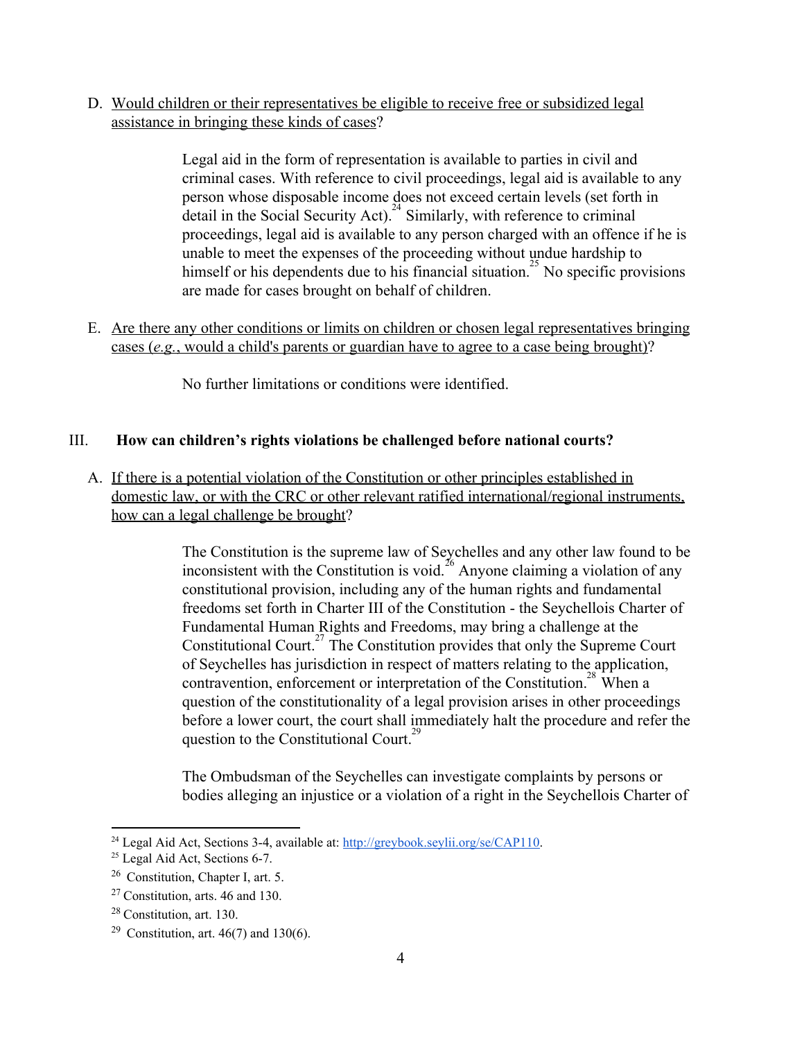D. Would children or their representatives be eligible to receive free or subsidized legal assistance in bringing these kinds of cases?

Legal aid in the form of representation is available to parties in civil and criminal cases. With reference to civil proceedings, legal aid is available to any person whose disposable income does not exceed certain levels (set forth in detail in the Social Security Act).[24] Similarly, with reference to criminal proceedings, legal aid is available to any person charged with an offence if he is unable to meet the expenses of the proceeding without undue hardship to himself or his dependents due to his financial situation.[25] No specific provisions are made for cases brought on behalf of children.

E. Are there any other conditions or limits on children or chosen legal representatives bringing cases (*e.g.*, would a child's parents or guardian have to agree to a case being brought)?

No further limitations or conditions were identified.

## III. How can children's rights violations be challenged before national courts?

A. If there is a potential violation of the Constitution or other principles established in domestic law, or with the CRC or other relevant ratified international/regional instruments, how can a legal challenge be brought?

The Constitution is the supreme law of Seychelles and any other law found to be inconsistent with the Constitution is void.[26] Anyone claiming a violation of any constitutional provision, including any of the human rights and fundamental freedoms set forth in Charter III of the Constitution - the Seychellois Charter of Fundamental Human Rights and Freedoms, may bring a challenge at the Constitutional Court.[27] The Constitution provides that only the Supreme Court of Seychelles has jurisdiction in respect of matters relating to the application, contravention, enforcement or interpretation of the Constitution.[28] When a question of the constitutionality of a legal provision arises in other proceedings before a lower court, the court shall immediately halt the procedure and refer the question to the Constitutional Court.[29]

The Ombudsman of the Seychelles can investigate complaints by persons or bodies alleging an injustice or a violation of a right in the Seychellois Charter of

---

[24] Legal Aid Act, Sections 3-4, available at: http://greybook.seylii.org/se/CAP110.

[25] Legal Aid Act, Sections 6-7.

[26] Constitution, Chapter I, art. 5.

[27] Constitution, arts. 46 and 130.

[28] Constitution, art. 130.

[29] Constitution, art. 46(7) and 130(6).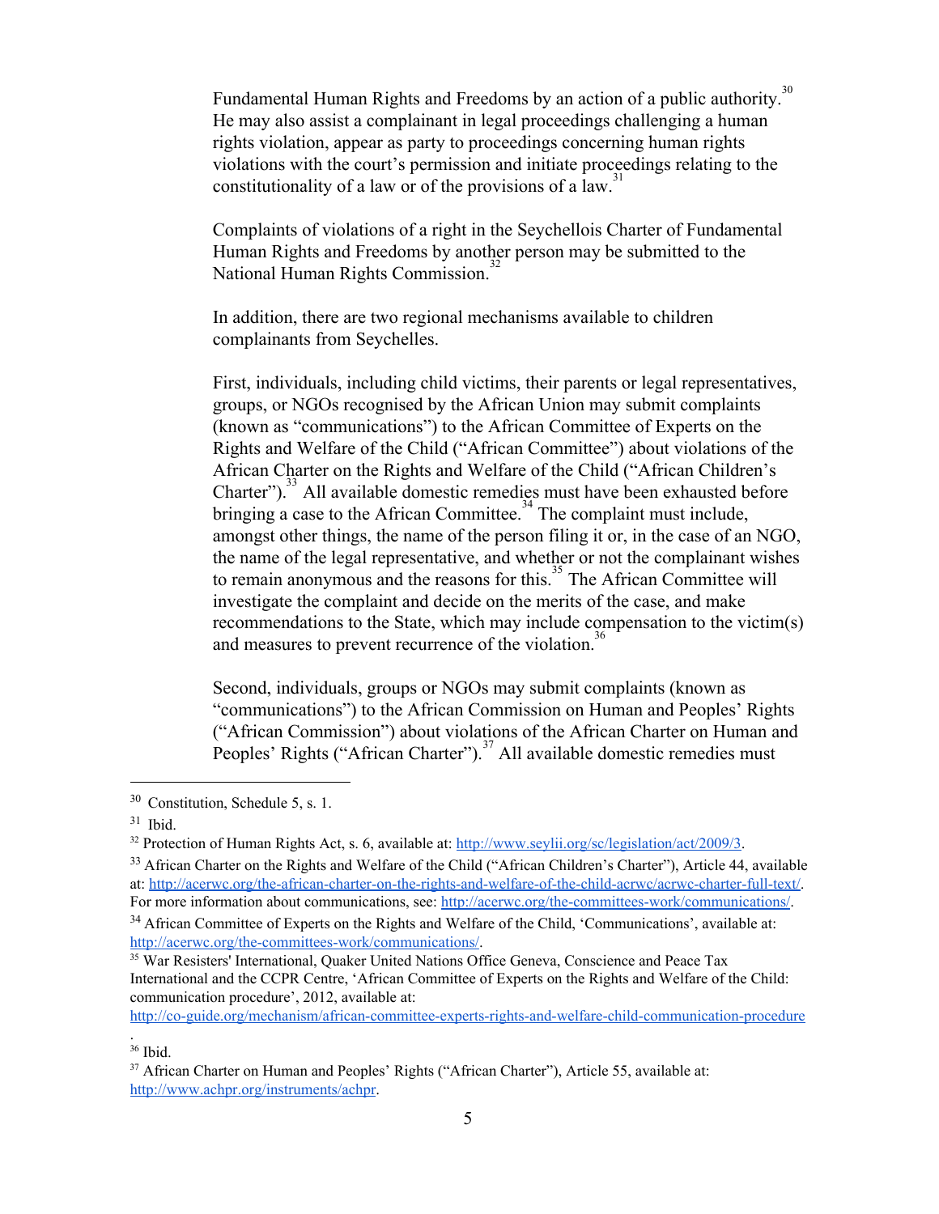Fundamental Human Rights and Freedoms by an action of a public authority.[30] He may also assist a complainant in legal proceedings challenging a human rights violation, appear as party to proceedings concerning human rights violations with the court's permission and initiate proceedings relating to the constitutionality of a law or of the provisions of a law.[31]

Complaints of violations of a right in the Seychellois Charter of Fundamental Human Rights and Freedoms by another person may be submitted to the National Human Rights Commission.[32]

In addition, there are two regional mechanisms available to children complainants from Seychelles.

First, individuals, including child victims, their parents or legal representatives, groups, or NGOs recognised by the African Union may submit complaints (known as "communications") to the African Committee of Experts on the Rights and Welfare of the Child ("African Committee") about violations of the African Charter on the Rights and Welfare of the Child ("African Children's Charter").[33] All available domestic remedies must have been exhausted before bringing a case to the African Committee.[34] The complaint must include, amongst other things, the name of the person filing it or, in the case of an NGO, the name of the legal representative, and whether or not the complainant wishes to remain anonymous and the reasons for this.[35] The African Committee will investigate the complaint and decide on the merits of the case, and make recommendations to the State, which may include compensation to the victim(s) and measures to prevent recurrence of the violation.[36]

Second, individuals, groups or NGOs may submit complaints (known as "communications") to the African Commission on Human and Peoples' Rights ("African Commission") about violations of the African Charter on Human and Peoples' Rights ("African Charter").[37] All available domestic remedies must

---

[30] Constitution, Schedule 5, s. 1.

[31] Ibid.

[32] Protection of Human Rights Act, s. 6, available at: http://www.seylii.org/sc/legislation/act/2009/3.

[33] African Charter on the Rights and Welfare of the Child ("African Children's Charter"), Article 44, available at: http://acerwc.org/the-african-charter-on-the-rights-and-welfare-of-the-child-acrwc/acrwc-charter-full-text/. For more information about communications, see: http://acerwc.org/the-committees-work/communications/.

[34] African Committee of Experts on the Rights and Welfare of the Child, 'Communications', available at: http://acerwc.org/the-committees-work/communications/.

[35] War Resisters' International, Quaker United Nations Office Geneva, Conscience and Peace Tax International and the CCPR Centre, 'African Committee of Experts on the Rights and Welfare of the Child: communication procedure', 2012, available at: http://co-guide.org/mechanism/african-committee-experts-rights-and-welfare-child-communication-procedure.

[36] Ibid.

[37] African Charter on Human and Peoples' Rights ("African Charter"), Article 55, available at: http://www.achpr.org/instruments/achpr.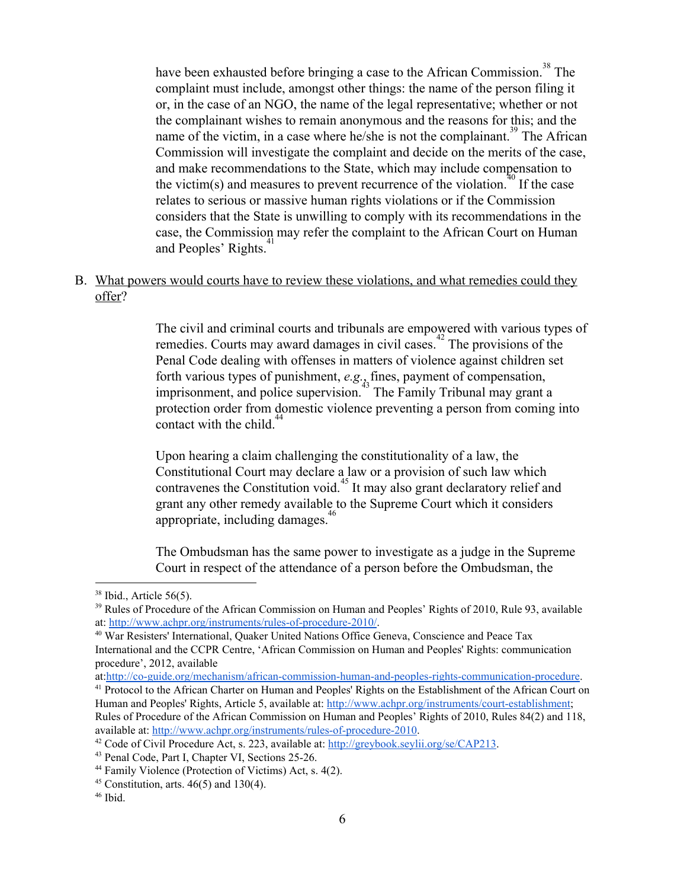have been exhausted before bringing a case to the African Commission.[38] The complaint must include, amongst other things: the name of the person filing it or, in the case of an NGO, the name of the legal representative; whether or not the complainant wishes to remain anonymous and the reasons for this; and the name of the victim, in a case where he/she is not the complainant.[39] The African Commission will investigate the complaint and decide on the merits of the case, and make recommendations to the State, which may include compensation to the victim(s) and measures to prevent recurrence of the violation.[40] If the case relates to serious or massive human rights violations or if the Commission considers that the State is unwilling to comply with its recommendations in the case, the Commission may refer the complaint to the African Court on Human and Peoples' Rights.[41]

B. What powers would courts have to review these violations, and what remedies could they offer?

The civil and criminal courts and tribunals are empowered with various types of remedies. Courts may award damages in civil cases.[42] The provisions of the Penal Code dealing with offenses in matters of violence against children set forth various types of punishment, *e.g.*, fines, payment of compensation, imprisonment, and police supervision.[43] The Family Tribunal may grant a protection order from domestic violence preventing a person from coming into contact with the child.[44]

Upon hearing a claim challenging the constitutionality of a law, the Constitutional Court may declare a law or a provision of such law which contravenes the Constitution void.[45] It may also grant declaratory relief and grant any other remedy available to the Supreme Court which it considers appropriate, including damages.[46]

The Ombudsman has the same power to investigate as a judge in the Supreme Court in respect of the attendance of a person before the Ombudsman, the

---

[38] Ibid., Article 56(5).

[39] Rules of Procedure of the African Commission on Human and Peoples' Rights of 2010, Rule 93, available at: http://www.achpr.org/instruments/rules-of-procedure-2010/.

[40] War Resisters' International, Quaker United Nations Office Geneva, Conscience and Peace Tax International and the CCPR Centre, 'African Commission on Human and Peoples' Rights: communication procedure', 2012, available at:http://co-guide.org/mechanism/african-commission-human-and-peoples-rights-communication-procedure.

[41] Protocol to the African Charter on Human and Peoples' Rights on the Establishment of the African Court on Human and Peoples' Rights, Article 5, available at: http://www.achpr.org/instruments/court-establishment; Rules of Procedure of the African Commission on Human and Peoples' Rights of 2010, Rules 84(2) and 118, available at: http://www.achpr.org/instruments/rules-of-procedure-2010.

[42] Code of Civil Procedure Act, s. 223, available at: http://greybook.seylii.org/se/CAP213.

[43] Penal Code, Part I, Chapter VI, Sections 25-26.

[44] Family Violence (Protection of Victims) Act, s. 4(2).

[45] Constitution, arts. 46(5) and 130(4).

[46] Ibid.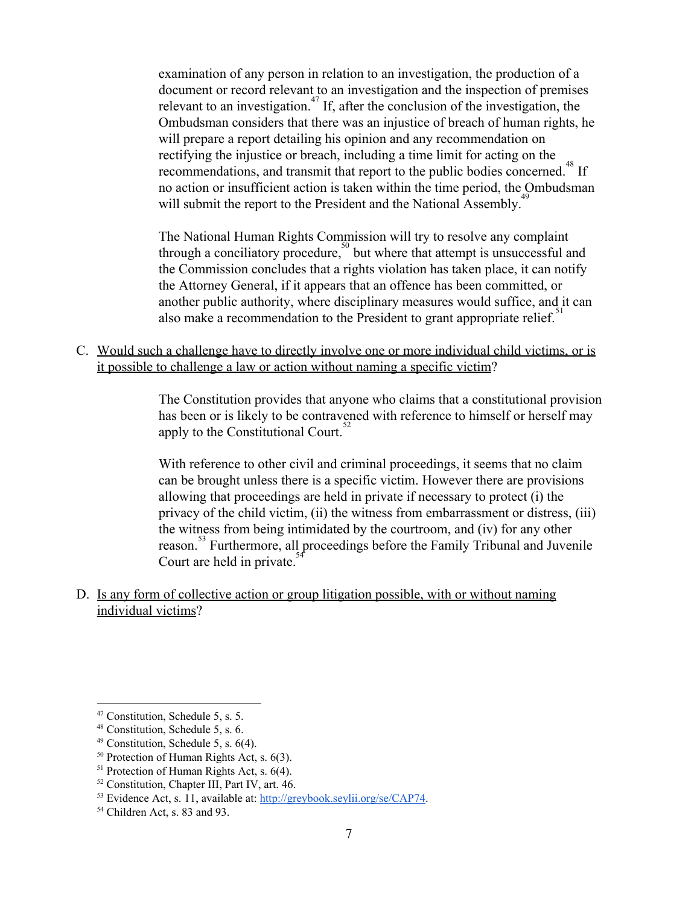examination of any person in relation to an investigation, the production of a document or record relevant to an investigation and the inspection of premises relevant to an investigation.[47] If, after the conclusion of the investigation, the Ombudsman considers that there was an injustice of breach of human rights, he will prepare a report detailing his opinion and any recommendation on rectifying the injustice or breach, including a time limit for acting on the recommendations, and transmit that report to the public bodies concerned.[48] If no action or insufficient action is taken within the time period, the Ombudsman will submit the report to the President and the National Assembly.[49]

The National Human Rights Commission will try to resolve any complaint through a conciliatory procedure,[50] but where that attempt is unsuccessful and the Commission concludes that a rights violation has taken place, it can notify the Attorney General, if it appears that an offence has been committed, or another public authority, where disciplinary measures would suffice, and it can also make a recommendation to the President to grant appropriate relief.[51]

C. <u>Would such a challenge have to directly involve one or more individual child victims, or is it possible to challenge a law or action without naming a specific victim</u>?

The Constitution provides that anyone who claims that a constitutional provision has been or is likely to be contravened with reference to himself or herself may apply to the Constitutional Court.[52]

With reference to other civil and criminal proceedings, it seems that no claim can be brought unless there is a specific victim. However there are provisions allowing that proceedings are held in private if necessary to protect (i) the privacy of the child victim, (ii) the witness from embarrassment or distress, (iii) the witness from being intimidated by the courtroom, and (iv) for any other reason.[53] Furthermore, all proceedings before the Family Tribunal and Juvenile Court are held in private.[54]

D. <u>Is any form of collective action or group litigation possible, with or without naming individual victims</u>?

---

[47] Constitution, Schedule 5, s. 5.

[48] Constitution, Schedule 5, s. 6.

[49] Constitution, Schedule 5, s. 6(4).

[50] Protection of Human Rights Act, s. 6(3).

[51] Protection of Human Rights Act, s. 6(4).

[52] Constitution, Chapter III, Part IV, art. 46.

[53] Evidence Act, s. 11, available at: http://greybook.seylii.org/se/CAP74.

[54] Children Act, s. 83 and 93.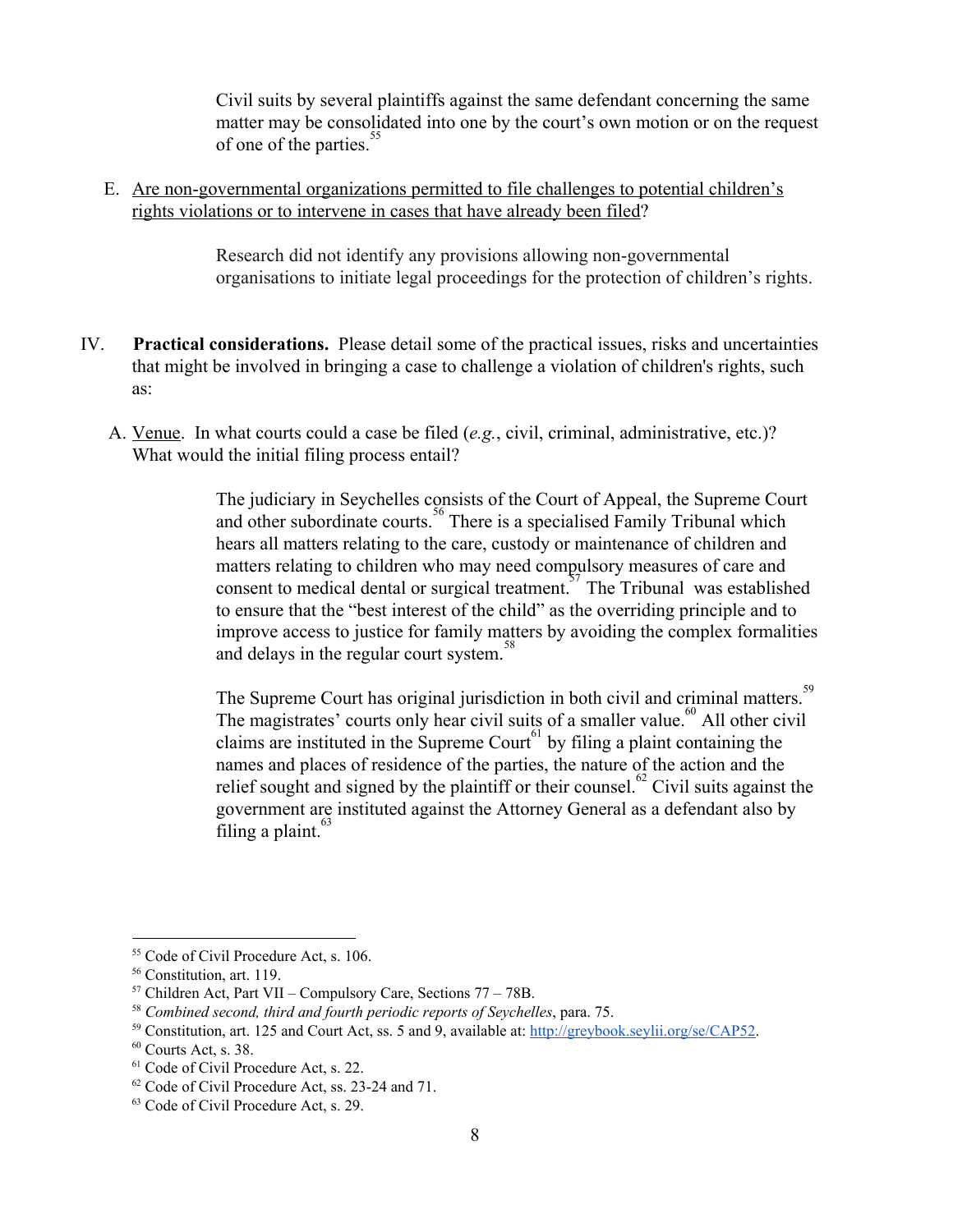Civil suits by several plaintiffs against the same defendant concerning the same matter may be consolidated into one by the court's own motion or on the request of one of the parties.[55]

E. Are non-governmental organizations permitted to file challenges to potential children's rights violations or to intervene in cases that have already been filed?

Research did not identify any provisions allowing non-governmental organisations to initiate legal proceedings for the protection of children's rights.

IV. **Practical considerations.** Please detail some of the practical issues, risks and uncertainties that might be involved in bringing a case to challenge a violation of children's rights, such as:

A. Venue. In what courts could a case be filed (*e.g.*, civil, criminal, administrative, etc.)? What would the initial filing process entail?

The judiciary in Seychelles consists of the Court of Appeal, the Supreme Court and other subordinate courts.[56] There is a specialised Family Tribunal which hears all matters relating to the care, custody or maintenance of children and matters relating to children who may need compulsory measures of care and consent to medical dental or surgical treatment.[57] The Tribunal was established to ensure that the "best interest of the child" as the overriding principle and to improve access to justice for family matters by avoiding the complex formalities and delays in the regular court system.[58]

The Supreme Court has original jurisdiction in both civil and criminal matters.[59] The magistrates' courts only hear civil suits of a smaller value.[60] All other civil claims are instituted in the Supreme Court[61] by filing a plaint containing the names and places of residence of the parties, the nature of the action and the relief sought and signed by the plaintiff or their counsel.[62] Civil suits against the government are instituted against the Attorney General as a defendant also by filing a plaint.[63]

---

[55] Code of Civil Procedure Act, s. 106.
[56] Constitution, art. 119.
[57] Children Act, Part VII – Compulsory Care, Sections 77 – 78B.
[58] *Combined second, third and fourth periodic reports of Seychelles*, para. 75.
[59] Constitution, art. 125 and Court Act, ss. 5 and 9, available at: http://greybook.seylii.org/se/CAP52.
[60] Courts Act, s. 38.
[61] Code of Civil Procedure Act, s. 22.
[62] Code of Civil Procedure Act, ss. 23-24 and 71.
[63] Code of Civil Procedure Act, s. 29.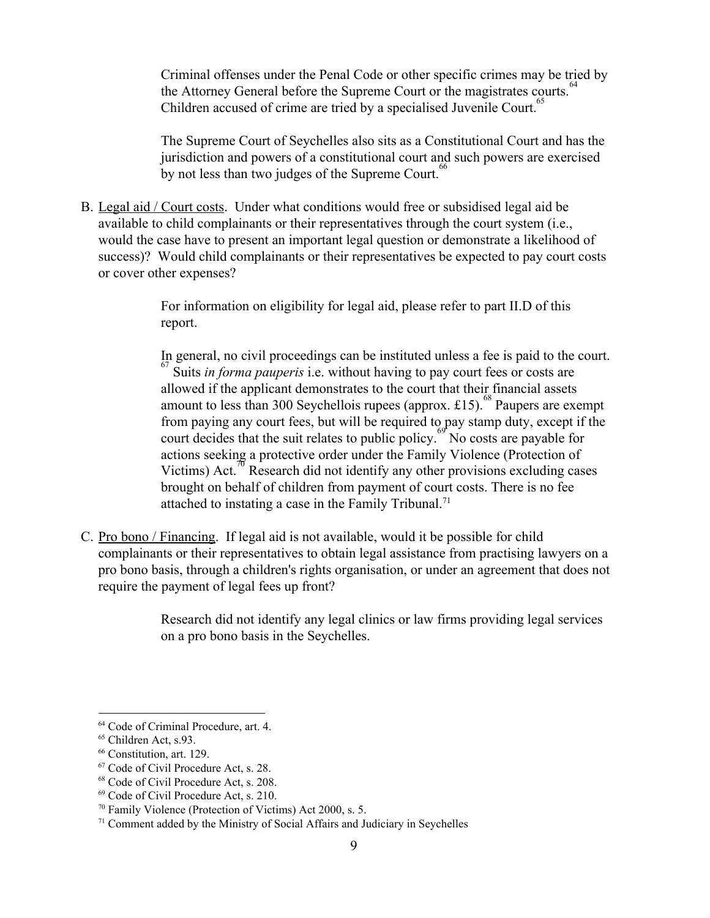Criminal offenses under the Penal Code or other specific crimes may be tried by the Attorney General before the Supreme Court or the magistrates courts.[64] Children accused of crime are tried by a specialised Juvenile Court.[65]

The Supreme Court of Seychelles also sits as a Constitutional Court and has the jurisdiction and powers of a constitutional court and such powers are exercised by not less than two judges of the Supreme Court.[66]

B. Legal aid / Court costs. Under what conditions would free or subsidised legal aid be available to child complainants or their representatives through the court system (i.e., would the case have to present an important legal question or demonstrate a likelihood of success)? Would child complainants or their representatives be expected to pay court costs or cover other expenses?

For information on eligibility for legal aid, please refer to part II.D of this report.

In general, no civil proceedings can be instituted unless a fee is paid to the court.[67] Suits *in forma pauperis* i.e. without having to pay court fees or costs are allowed if the applicant demonstrates to the court that their financial assets amount to less than 300 Seychellois rupees (approx. £15).[68] Paupers are exempt from paying any court fees, but will be required to pay stamp duty, except if the court decides that the suit relates to public policy.[69] No costs are payable for actions seeking a protective order under the Family Violence (Protection of Victims) Act.[70] Research did not identify any other provisions excluding cases brought on behalf of children from payment of court costs. There is no fee attached to instating a case in the Family Tribunal.[71]

C. Pro bono / Financing. If legal aid is not available, would it be possible for child complainants or their representatives to obtain legal assistance from practising lawyers on a pro bono basis, through a children's rights organisation, or under an agreement that does not require the payment of legal fees up front?

Research did not identify any legal clinics or law firms providing legal services on a pro bono basis in the Seychelles.

---

[64] Code of Criminal Procedure, art. 4.

[65] Children Act, s.93.

[66] Constitution, art. 129.

[67] Code of Civil Procedure Act, s. 28.

[68] Code of Civil Procedure Act, s. 208.

[69] Code of Civil Procedure Act, s. 210.

[70] Family Violence (Protection of Victims) Act 2000, s. 5.

[71] Comment added by the Ministry of Social Affairs and Judiciary in Seychelles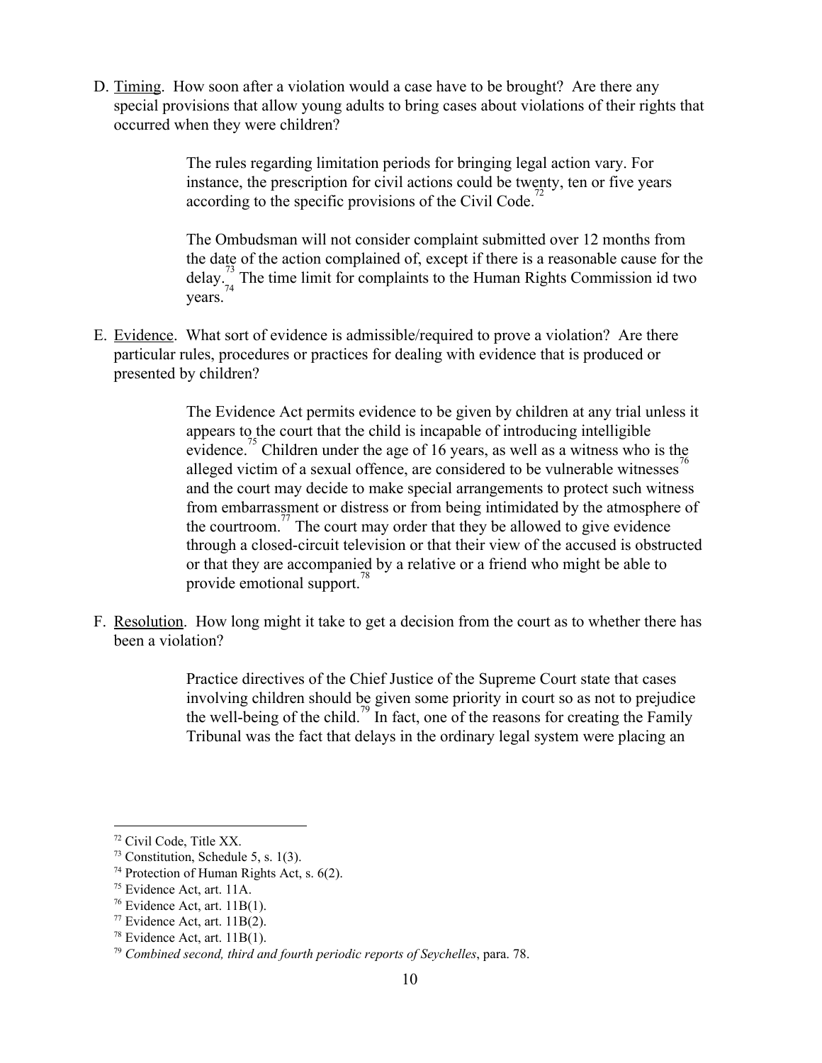D. Timing. How soon after a violation would a case have to be brought? Are there any special provisions that allow young adults to bring cases about violations of their rights that occurred when they were children?

> The rules regarding limitation periods for bringing legal action vary. For instance, the prescription for civil actions could be twenty, ten or five years according to the specific provisions of the Civil Code.[72]
>
> The Ombudsman will not consider complaint submitted over 12 months from the date of the action complained of, except if there is a reasonable cause for the delay.[73] The time limit for complaints to the Human Rights Commission id two years.[74]

E. Evidence. What sort of evidence is admissible/required to prove a violation? Are there particular rules, procedures or practices for dealing with evidence that is produced or presented by children?

> The Evidence Act permits evidence to be given by children at any trial unless it appears to the court that the child is incapable of introducing intelligible evidence.[75] Children under the age of 16 years, as well as a witness who is the alleged victim of a sexual offence, are considered to be vulnerable witnesses[76] and the court may decide to make special arrangements to protect such witness from embarrassment or distress or from being intimidated by the atmosphere of the courtroom.[77] The court may order that they be allowed to give evidence through a closed-circuit television or that their view of the accused is obstructed or that they are accompanied by a relative or a friend who might be able to provide emotional support.[78]

F. Resolution. How long might it take to get a decision from the court as to whether there has been a violation?

> Practice directives of the Chief Justice of the Supreme Court state that cases involving children should be given some priority in court so as not to prejudice the well-being of the child.[79] In fact, one of the reasons for creating the Family Tribunal was the fact that delays in the ordinary legal system were placing an

---

[72] Civil Code, Title XX.

[73] Constitution, Schedule 5, s. 1(3).

[74] Protection of Human Rights Act, s. 6(2).

[75] Evidence Act, art. 11A.

[76] Evidence Act, art. 11B(1).

[77] Evidence Act, art. 11B(2).

[78] Evidence Act, art. 11B(1).

[79] *Combined second, third and fourth periodic reports of Seychelles*, para. 78.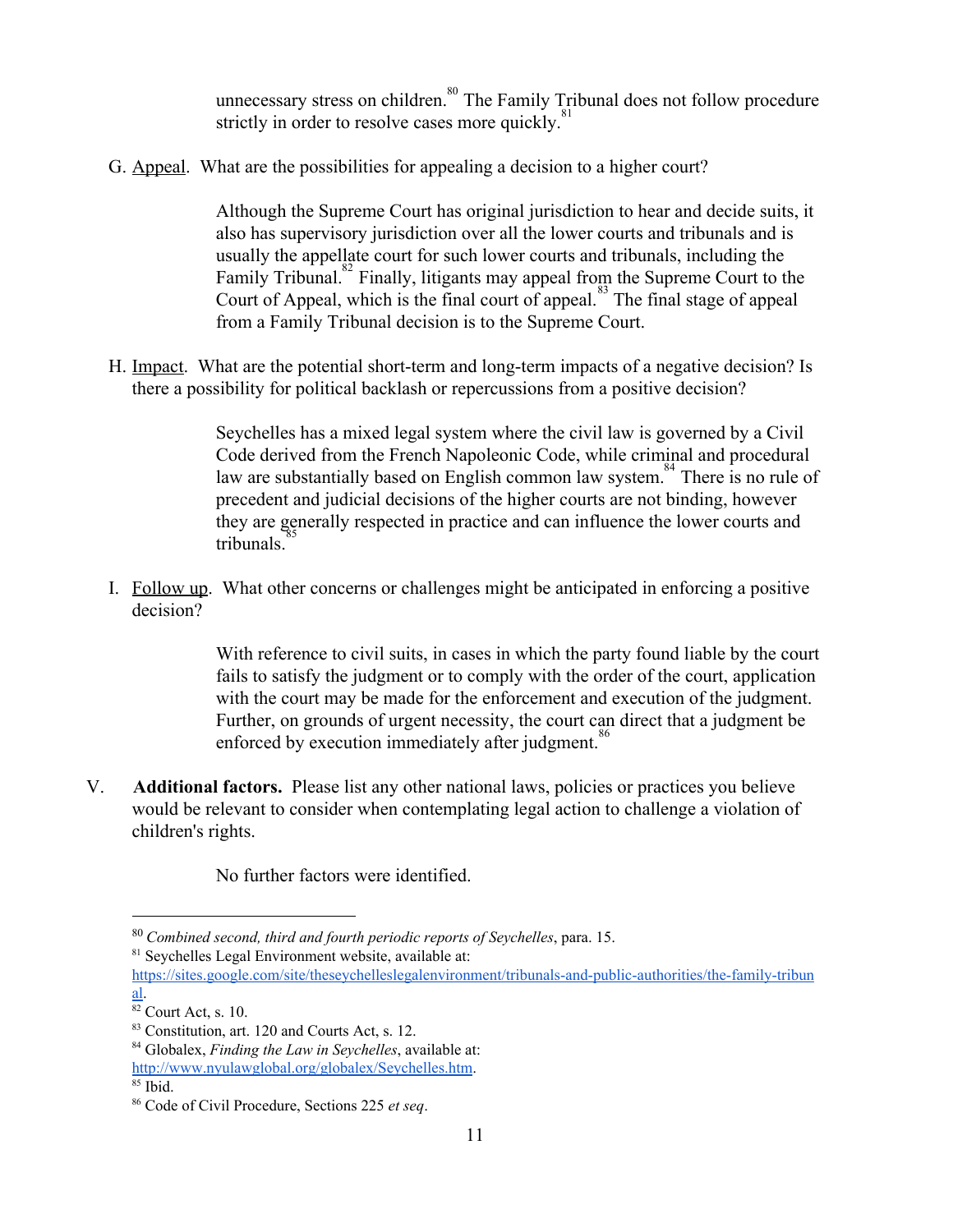unnecessary stress on children.[80] The Family Tribunal does not follow procedure strictly in order to resolve cases more quickly.[81]

G. Appeal. What are the possibilities for appealing a decision to a higher court?

Although the Supreme Court has original jurisdiction to hear and decide suits, it also has supervisory jurisdiction over all the lower courts and tribunals and is usually the appellate court for such lower courts and tribunals, including the Family Tribunal.[82] Finally, litigants may appeal from the Supreme Court to the Court of Appeal, which is the final court of appeal.[83] The final stage of appeal from a Family Tribunal decision is to the Supreme Court.

H. Impact. What are the potential short-term and long-term impacts of a negative decision? Is there a possibility for political backlash or repercussions from a positive decision?

Seychelles has a mixed legal system where the civil law is governed by a Civil Code derived from the French Napoleonic Code, while criminal and procedural law are substantially based on English common law system.[84] There is no rule of precedent and judicial decisions of the higher courts are not binding, however they are generally respected in practice and can influence the lower courts and tribunals.[85]

I. Follow up. What other concerns or challenges might be anticipated in enforcing a positive decision?

With reference to civil suits, in cases in which the party found liable by the court fails to satisfy the judgment or to comply with the order of the court, application with the court may be made for the enforcement and execution of the judgment. Further, on grounds of urgent necessity, the court can direct that a judgment be enforced by execution immediately after judgment.[86]

V. **Additional factors.** Please list any other national laws, policies or practices you believe would be relevant to consider when contemplating legal action to challenge a violation of children's rights.

No further factors were identified.

---

[80] *Combined second, third and fourth periodic reports of Seychelles*, para. 15.

[81] Seychelles Legal Environment website, available at: https://sites.google.com/site/theseychelleslegalenvironment/tribunals-and-public-authorities/the-family-tribunal.

[82] Court Act, s. 10.

[83] Constitution, art. 120 and Courts Act, s. 12.

[84] Globalex, *Finding the Law in Seychelles*, available at: http://www.nyulawglobal.org/globalex/Seychelles.htm.

[85] Ibid.

[86] Code of Civil Procedure, Sections 225 *et seq*.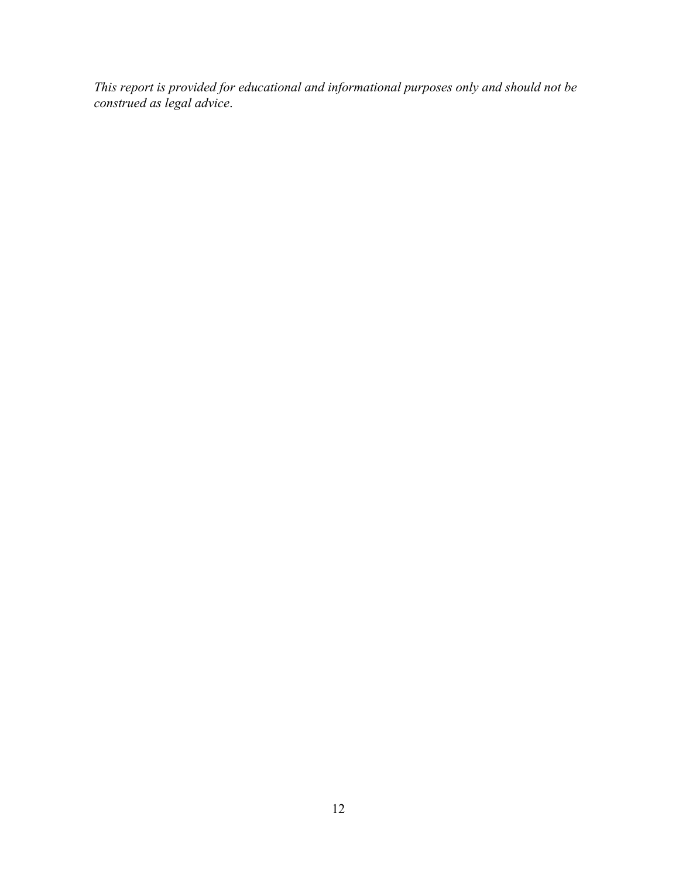*This report is provided for educational and informational purposes only and should not be construed as legal advice*.